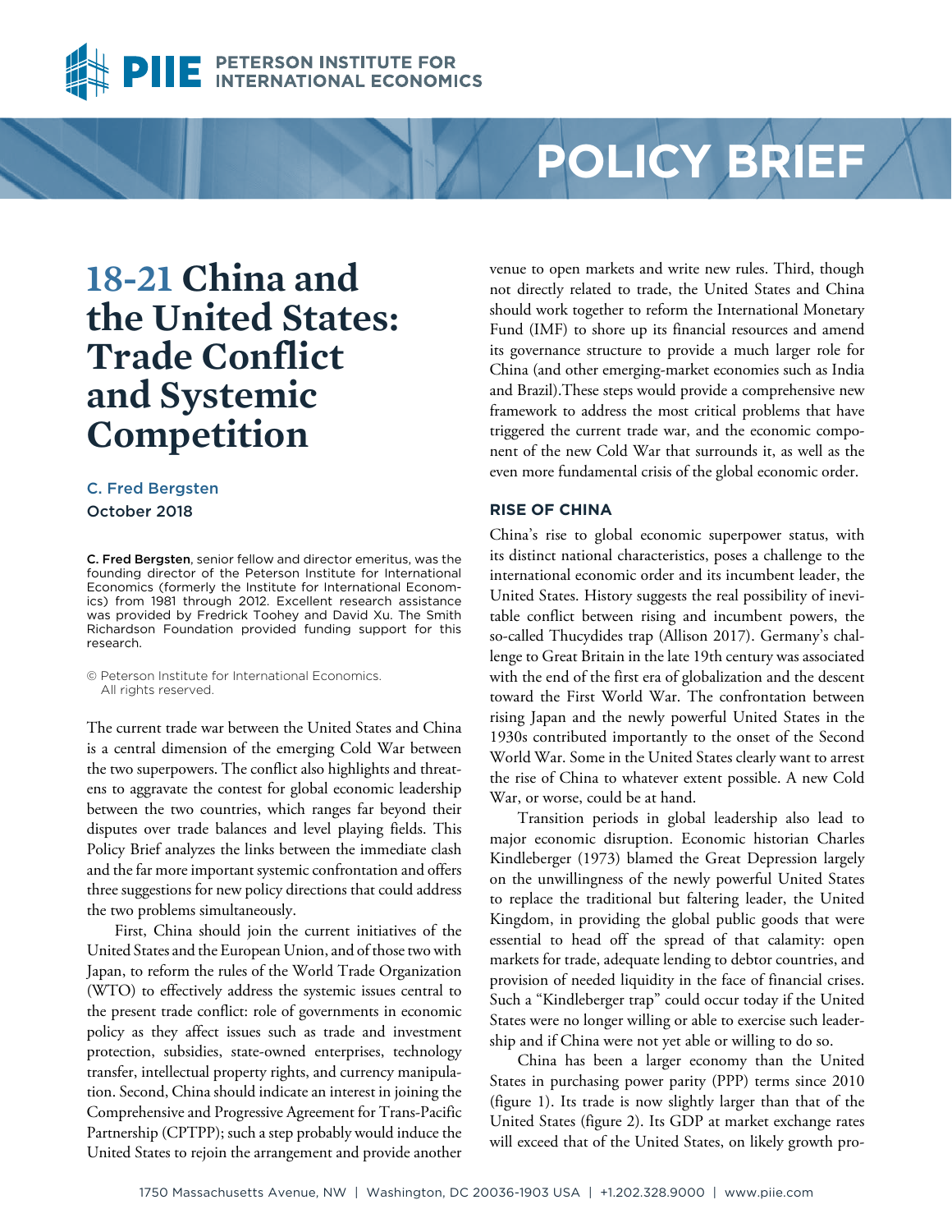# 18-21 China and the United States: Trade Conflict and Systemic Competition

C. Fred Bergsten
October 2018

**C. Fred Bergsten**, senior fellow and director emeritus, was the founding director of the Peterson Institute for International Economics (formerly the Institute for International Economics) from 1981 through 2012. Excellent research assistance was provided by Fredrick Toohey and David Xu. The Smith Richardson Foundation provided funding support for this research.

© Peterson Institute for International Economics. All rights reserved.

The current trade war between the United States and China is a central dimension of the emerging Cold War between the two superpowers. The conflict also highlights and threatens to aggravate the contest for global economic leadership between the two countries, which ranges far beyond their disputes over trade balances and level playing fields. This Policy Brief analyzes the links between the immediate clash and the far more important systemic confrontation and offers three suggestions for new policy directions that could address the two problems simultaneously.

First, China should join the current initiatives of the United States and the European Union, and of those two with Japan, to reform the rules of the World Trade Organization (WTO) to effectively address the systemic issues central to the present trade conflict: role of governments in economic policy as they affect issues such as trade and investment protection, subsidies, state-owned enterprises, technology transfer, intellectual property rights, and currency manipulation. Second, China should indicate an interest in joining the Comprehensive and Progressive Agreement for Trans-Pacific Partnership (CPTPP); such a step probably would induce the United States to rejoin the arrangement and provide another venue to open markets and write new rules. Third, though not directly related to trade, the United States and China should work together to reform the International Monetary Fund (IMF) to shore up its financial resources and amend its governance structure to provide a much larger role for China (and other emerging-market economies such as India and Brazil).These steps would provide a comprehensive new framework to address the most critical problems that have triggered the current trade war, and the economic component of the new Cold War that surrounds it, as well as the even more fundamental crisis of the global economic order.

## RISE OF CHINA

China's rise to global economic superpower status, with its distinct national characteristics, poses a challenge to the international economic order and its incumbent leader, the United States. History suggests the real possibility of inevitable conflict between rising and incumbent powers, the so-called Thucydides trap (Allison 2017). Germany's challenge to Great Britain in the late 19th century was associated with the end of the first era of globalization and the descent toward the First World War. The confrontation between rising Japan and the newly powerful United States in the 1930s contributed importantly to the onset of the Second World War. Some in the United States clearly want to arrest the rise of China to whatever extent possible. A new Cold War, or worse, could be at hand.

Transition periods in global leadership also lead to major economic disruption. Economic historian Charles Kindleberger (1973) blamed the Great Depression largely on the unwillingness of the newly powerful United States to replace the traditional but faltering leader, the United Kingdom, in providing the global public goods that were essential to head off the spread of that calamity: open markets for trade, adequate lending to debtor countries, and provision of needed liquidity in the face of financial crises. Such a "Kindleberger trap" could occur today if the United States were no longer willing or able to exercise such leadership and if China were not yet able or willing to do so.

China has been a larger economy than the United States in purchasing power parity (PPP) terms since 2010 (figure 1). Its trade is now slightly larger than that of the United States (figure 2). Its GDP at market exchange rates will exceed that of the United States, on likely growth pro-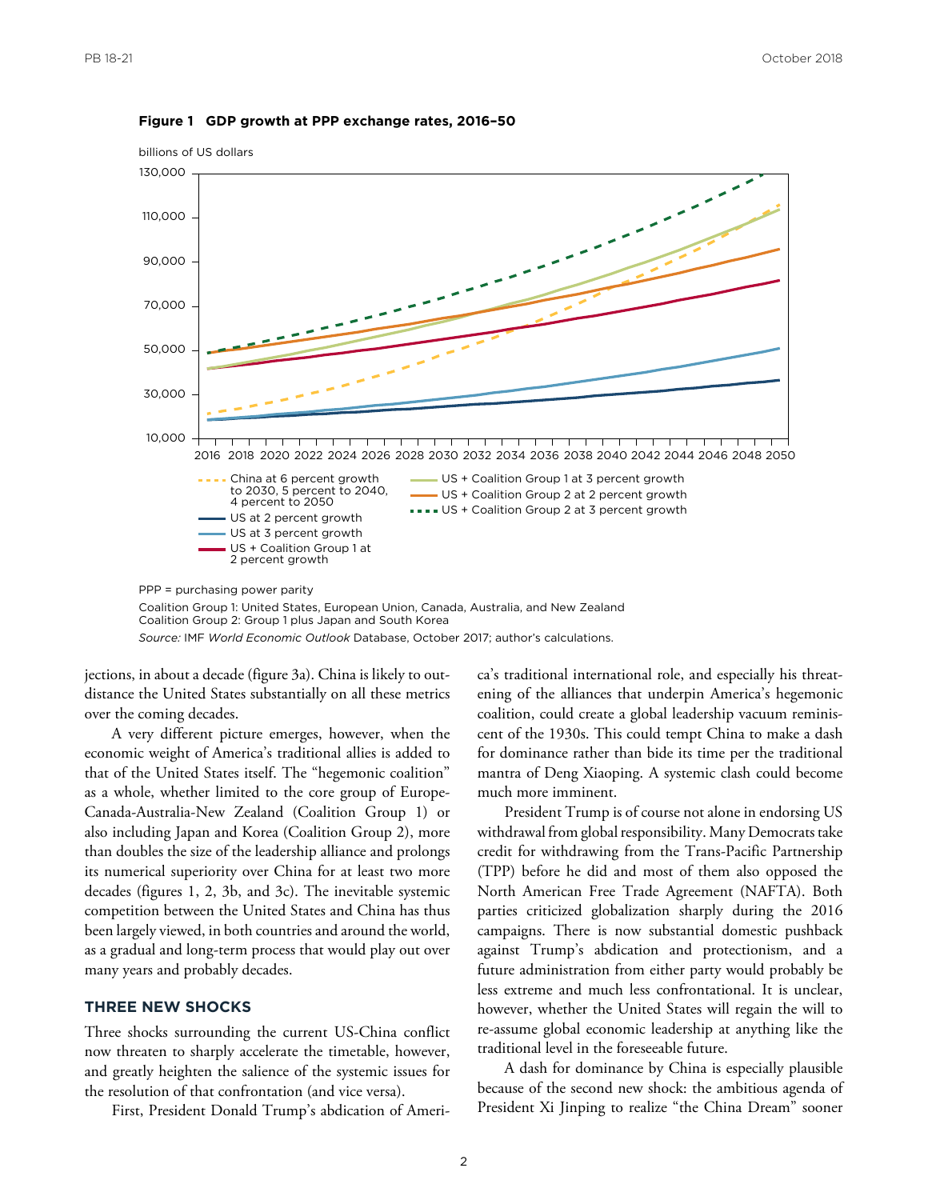**Figure 1 GDP growth at PPP exchange rates, 2016–50**

billions of US dollars

- China at 6 percent growth to 2030, 5 percent to 2040, 4 percent to 2050
- US at 2 percent growth
- US at 3 percent growth
- US + Coalition Group 1 at 2 percent growth
- US + Coalition Group 1 at 3 percent growth
- US + Coalition Group 2 at 2 percent growth
- US + Coalition Group 2 at 3 percent growth

PPP = purchasing power parity

Coalition Group 1: United States, European Union, Canada, Australia, and New Zealand

Coalition Group 2: Group 1 plus Japan and South Korea

*Source:* IMF *World Economic Outlook* Database, October 2017; author's calculations.

jections, in about a decade (figure 3a). China is likely to outdistance the United States substantially on all these metrics over the coming decades.

A very different picture emerges, however, when the economic weight of America's traditional allies is added to that of the United States itself. The "hegemonic coalition" as a whole, whether limited to the core group of Europe-Canada-Australia-New Zealand (Coalition Group 1) or also including Japan and Korea (Coalition Group 2), more than doubles the size of the leadership alliance and prolongs its numerical superiority over China for at least two more decades (figures 1, 2, 3b, and 3c). The inevitable systemic competition between the United States and China has thus been largely viewed, in both countries and around the world, as a gradual and long-term process that would play out over many years and probably decades.

## THREE NEW SHOCKS

Three shocks surrounding the current US-China conflict now threaten to sharply accelerate the timetable, however, and greatly heighten the salience of the systemic issues for the resolution of that confrontation (and vice versa).

First, President Donald Trump's abdication of America's traditional international role, and especially his threatening of the alliances that underpin America's hegemonic coalition, could create a global leadership vacuum reminiscent of the 1930s. This could tempt China to make a dash for dominance rather than bide its time per the traditional mantra of Deng Xiaoping. A systemic clash could become much more imminent.

President Trump is of course not alone in endorsing US withdrawal from global responsibility. Many Democrats take credit for withdrawing from the Trans-Pacific Partnership (TPP) before he did and most of them also opposed the North American Free Trade Agreement (NAFTA). Both parties criticized globalization sharply during the 2016 campaigns. There is now substantial domestic pushback against Trump's abdication and protectionism, and a future administration from either party would probably be less extreme and much less confrontational. It is unclear, however, whether the United States will regain the will to re-assume global economic leadership at anything like the traditional level in the foreseeable future.

A dash for dominance by China is especially plausible because of the second new shock: the ambitious agenda of President Xi Jinping to realize "the China Dream" sooner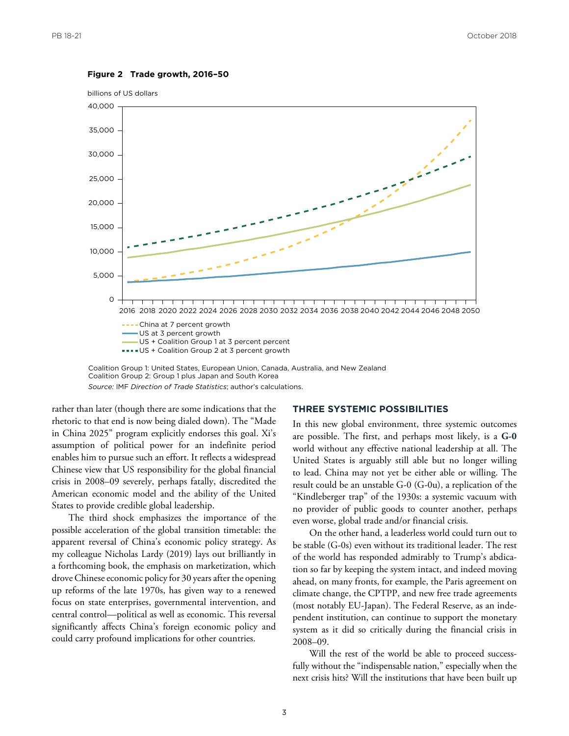**Figure 2 Trade growth, 2016–50**

billions of US dollars

- China at 7 percent growth
- US at 3 percent growth
- US + Coalition Group 1 at 3 percent percent
- US + Coalition Group 2 at 3 percent growth

Coalition Group 1: United States, European Union, Canada, Australia, and New Zealand
Coalition Group 2: Group 1 plus Japan and South Korea

*Source:* IMF *Direction of Trade Statistics*; author's calculations.

rather than later (though there are some indications that the rhetoric to that end is now being dialed down). The "Made in China 2025" program explicitly endorses this goal. Xi's assumption of political power for an indefinite period enables him to pursue such an effort. It reflects a widespread Chinese view that US responsibility for the global financial crisis in 2008–09 severely, perhaps fatally, discredited the American economic model and the ability of the United States to provide credible global leadership.

The third shock emphasizes the importance of the possible acceleration of the global transition timetable: the apparent reversal of China's economic policy strategy. As my colleague Nicholas Lardy (2019) lays out brilliantly in a forthcoming book, the emphasis on marketization, which drove Chinese economic policy for 30 years after the opening up reforms of the late 1970s, has given way to a renewed focus on state enterprises, governmental intervention, and central control—political as well as economic. This reversal significantly affects China's foreign economic policy and could carry profound implications for other countries.

## THREE SYSTEMIC POSSIBILITIES

In this new global environment, three systemic outcomes are possible. The first, and perhaps most likely, is a **G-0** world without any effective national leadership at all. The United States is arguably still able but no longer willing to lead. China may not yet be either able or willing. The result could be an unstable G-0 (G-0u), a replication of the "Kindleberger trap" of the 1930s: a systemic vacuum with no provider of public goods to counter another, perhaps even worse, global trade and/or financial crisis.

On the other hand, a leaderless world could turn out to be stable (G-0s) even without its traditional leader. The rest of the world has responded admirably to Trump's abdication so far by keeping the system intact, and indeed moving ahead, on many fronts, for example, the Paris agreement on climate change, the CPTPP, and new free trade agreements (most notably EU-Japan). The Federal Reserve, as an independent institution, can continue to support the monetary system as it did so critically during the financial crisis in 2008–09.

Will the rest of the world be able to proceed successfully without the "indispensable nation," especially when the next crisis hits? Will the institutions that have been built up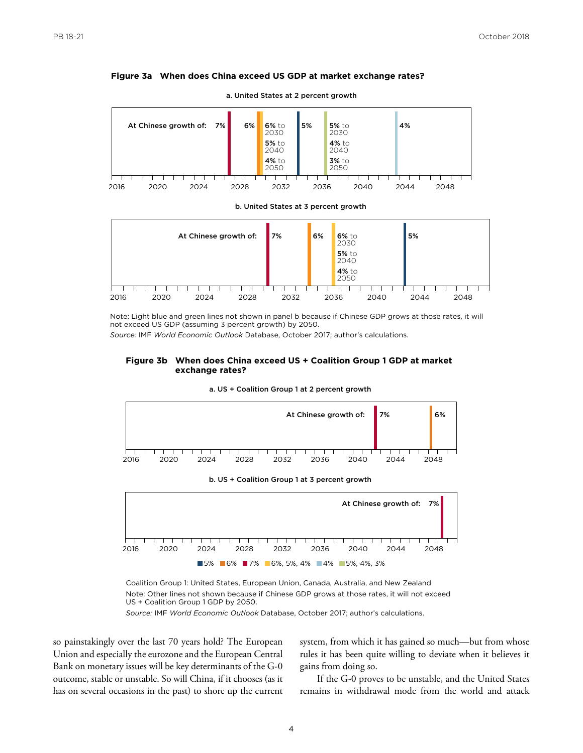**Figure 3a When does China exceed US GDP at market exchange rates?**

a. United States at 2 percent growth

At Chinese growth of: 7% | 6% | 6% to 2030, 5% to 2040, 4% to 2050 | 5% | 5% to 2030, 4% to 2040, 3% to 2050 | 4%

b. United States at 3 percent growth

At Chinese growth of: 7% | 6% | 6% to 2030, 5% to 2040, 4% to 2050 | 5%

Note: Light blue and green lines not shown in panel b because if Chinese GDP grows at those rates, it will not exceed US GDP (assuming 3 percent growth) by 2050.

*Source:* IMF *World Economic Outlook* Database, October 2017; author's calculations.

**Figure 3b When does China exceed US + Coalition Group 1 GDP at market exchange rates?**

a. US + Coalition Group 1 at 2 percent growth

At Chinese growth of: 7% | 6%

b. US + Coalition Group 1 at 3 percent growth

At Chinese growth of: 7%

5% | 6% | 7% | 6%, 5%, 4% | 4% | 5%, 4%, 3%

Coalition Group 1: United States, European Union, Canada, Australia, and New Zealand

Note: Other lines not shown because if Chinese GDP grows at those rates, it will not exceed US + Coalition Group 1 GDP by 2050.

*Source:* IMF *World Economic Outlook* Database, October 2017; author's calculations.

so painstakingly over the last 70 years hold? The European Union and especially the eurozone and the European Central Bank on monetary issues will be key determinants of the G-0 outcome, stable or unstable. So will China, if it chooses (as it has on several occasions in the past) to shore up the current system, from which it has gained so much—but from whose rules it has been quite willing to deviate when it believes it gains from doing so.

If the G-0 proves to be unstable, and the United States remains in withdrawal mode from the world and attack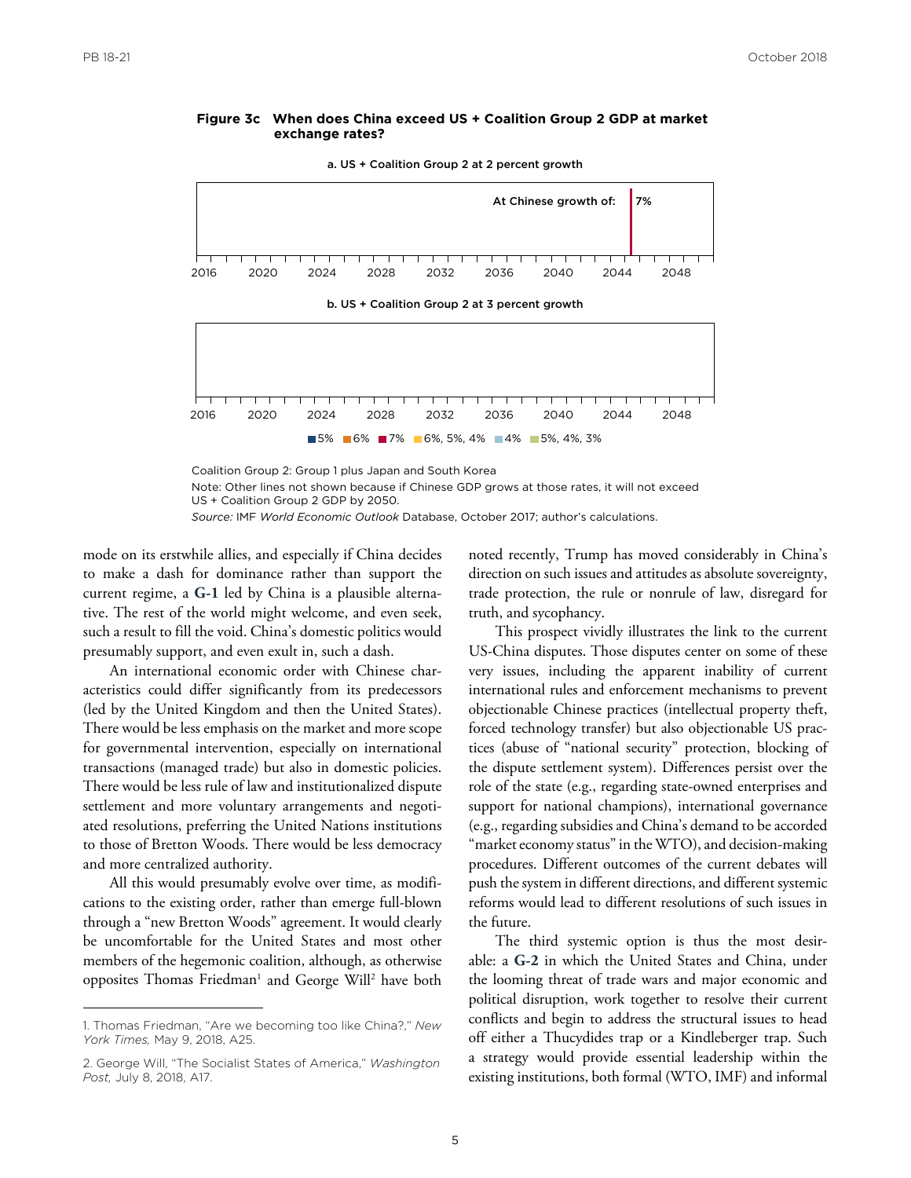**Figure 3c When does China exceed US + Coalition Group 2 GDP at market exchange rates?**

a. US + Coalition Group 2 at 2 percent growth

At Chinese growth of: 7%

2016 2020 2024 2028 2032 2036 2040 2044 2048

b. US + Coalition Group 2 at 3 percent growth

2016 2020 2024 2028 2032 2036 2040 2044 2048

5% 6% 7% 6%, 5%, 4% 4% 5%, 4%, 3%

Coalition Group 2: Group 1 plus Japan and South Korea

Note: Other lines not shown because if Chinese GDP grows at those rates, it will not exceed US + Coalition Group 2 GDP by 2050.

*Source:* IMF *World Economic Outlook* Database, October 2017; author's calculations.

mode on its erstwhile allies, and especially if China decides to make a dash for dominance rather than support the current regime, a **G-1** led by China is a plausible alternative. The rest of the world might welcome, and even seek, such a result to fill the void. China's domestic politics would presumably support, and even exult in, such a dash.

An international economic order with Chinese characteristics could differ significantly from its predecessors (led by the United Kingdom and then the United States). There would be less emphasis on the market and more scope for governmental intervention, especially on international transactions (managed trade) but also in domestic policies. There would be less rule of law and institutionalized dispute settlement and more voluntary arrangements and negotiated resolutions, preferring the United Nations institutions to those of Bretton Woods. There would be less democracy and more centralized authority.

All this would presumably evolve over time, as modifications to the existing order, rather than emerge full-blown through a "new Bretton Woods" agreement. It would clearly be uncomfortable for the United States and most other members of the hegemonic coalition, although, as otherwise opposites Thomas Friedman[1] and George Will[2] have both noted recently, Trump has moved considerably in China's direction on such issues and attitudes as absolute sovereignty, trade protection, the rule or nonrule of law, disregard for truth, and sycophancy.

This prospect vividly illustrates the link to the current US-China disputes. Those disputes center on some of these very issues, including the apparent inability of current international rules and enforcement mechanisms to prevent objectionable Chinese practices (intellectual property theft, forced technology transfer) but also objectionable US practices (abuse of "national security" protection, blocking of the dispute settlement system). Differences persist over the role of the state (e.g., regarding state-owned enterprises and support for national champions), international governance (e.g., regarding subsidies and China's demand to be accorded "market economy status" in the WTO), and decision-making procedures. Different outcomes of the current debates will push the system in different directions, and different systemic reforms would lead to different resolutions of such issues in the future.

The third systemic option is thus the most desirable: a **G-2** in which the United States and China, under the looming threat of trade wars and major economic and political disruption, work together to resolve their current conflicts and begin to address the structural issues to head off either a Thucydides trap or a Kindleberger trap. Such a strategy would provide essential leadership within the existing institutions, both formal (WTO, IMF) and informal

1. Thomas Friedman, "Are we becoming too like China?," *New York Times,* May 9, 2018, A25.

2. George Will, "The Socialist States of America," *Washington Post,* July 8, 2018, A17.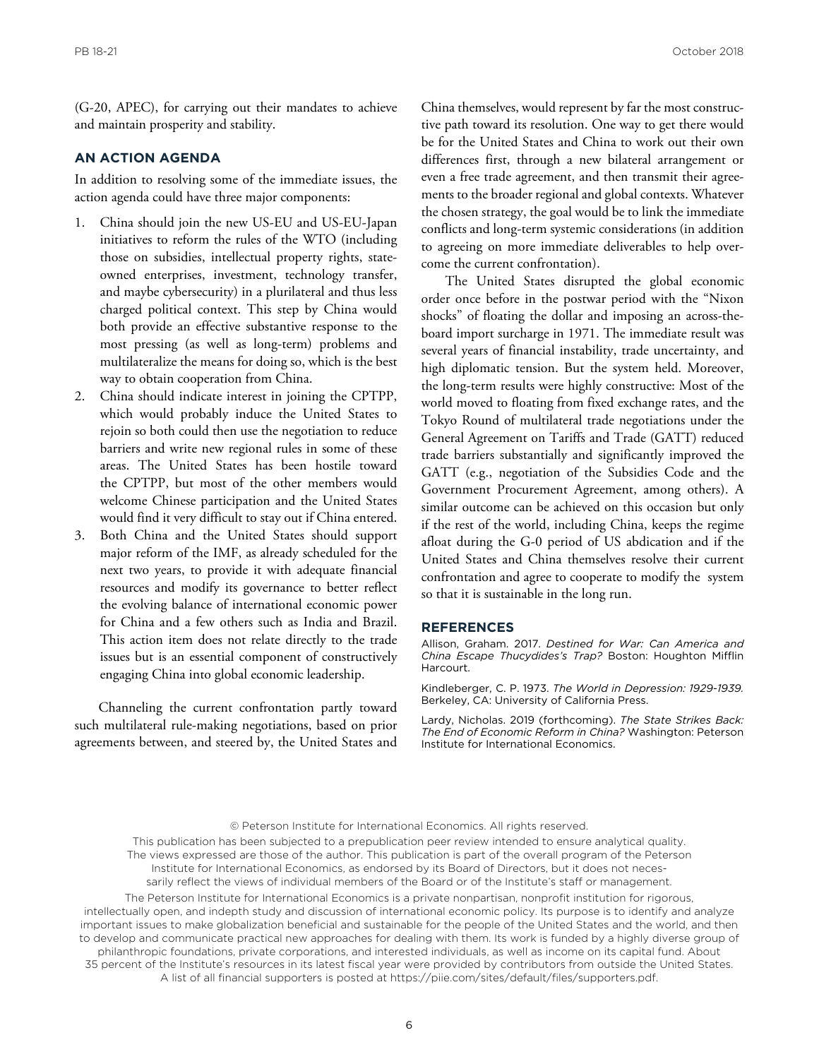(G-20, APEC), for carrying out their mandates to achieve and maintain prosperity and stability.

## AN ACTION AGENDA

In addition to resolving some of the immediate issues, the action agenda could have three major components:

1. China should join the new US-EU and US-EU-Japan initiatives to reform the rules of the WTO (including those on subsidies, intellectual property rights, state-owned enterprises, investment, technology transfer, and maybe cybersecurity) in a plurilateral and thus less charged political context. This step by China would both provide an effective substantive response to the most pressing (as well as long-term) problems and multilateralize the means for doing so, which is the best way to obtain cooperation from China.
2. China should indicate interest in joining the CPTPP, which would probably induce the United States to rejoin so both could then use the negotiation to reduce barriers and write new regional rules in some of these areas. The United States has been hostile toward the CPTPP, but most of the other members would welcome Chinese participation and the United States would find it very difficult to stay out if China entered.
3. Both China and the United States should support major reform of the IMF, as already scheduled for the next two years, to provide it with adequate financial resources and modify its governance to better reflect the evolving balance of international economic power for China and a few others such as India and Brazil. This action item does not relate directly to the trade issues but is an essential component of constructively engaging China into global economic leadership.

Channeling the current confrontation partly toward such multilateral rule-making negotiations, based on prior agreements between, and steered by, the United States and China themselves, would represent by far the most constructive path toward its resolution. One way to get there would be for the United States and China to work out their own differences first, through a new bilateral arrangement or even a free trade agreement, and then transmit their agreements to the broader regional and global contexts. Whatever the chosen strategy, the goal would be to link the immediate conflicts and long-term systemic considerations (in addition to agreeing on more immediate deliverables to help overcome the current confrontation).

The United States disrupted the global economic order once before in the postwar period with the "Nixon shocks" of floating the dollar and imposing an across-the-board import surcharge in 1971. The immediate result was several years of financial instability, trade uncertainty, and high diplomatic tension. But the system held. Moreover, the long-term results were highly constructive: Most of the world moved to floating from fixed exchange rates, and the Tokyo Round of multilateral trade negotiations under the General Agreement on Tariffs and Trade (GATT) reduced trade barriers substantially and significantly improved the GATT (e.g., negotiation of the Subsidies Code and the Government Procurement Agreement, among others). A similar outcome can be achieved on this occasion but only if the rest of the world, including China, keeps the regime afloat during the G-0 period of US abdication and if the United States and China themselves resolve their current confrontation and agree to cooperate to modify the system so that it is sustainable in the long run.

## REFERENCES

Allison, Graham. 2017. *Destined for War: Can America and China Escape Thucydides's Trap?* Boston: Houghton Mifflin Harcourt.

Kindleberger, C. P. 1973. *The World in Depression: 1929-1939.* Berkeley, CA: University of California Press.

Lardy, Nicholas. 2019 (forthcoming). *The State Strikes Back: The End of Economic Reform in China?* Washington: Peterson Institute for International Economics.

© Peterson Institute for International Economics. All rights reserved.

This publication has been subjected to a prepublication peer review intended to ensure analytical quality. The views expressed are those of the author. This publication is part of the overall program of the Peterson Institute for International Economics, as endorsed by its Board of Directors, but it does not necessarily reflect the views of individual members of the Board or of the Institute's staff or management.

The Peterson Institute for International Economics is a private nonpartisan, nonprofit institution for rigorous, intellectually open, and indepth study and discussion of international economic policy. Its purpose is to identify and analyze important issues to make globalization beneficial and sustainable for the people of the United States and the world, and then to develop and communicate practical new approaches for dealing with them. Its work is funded by a highly diverse group of philanthropic foundations, private corporations, and interested individuals, as well as income on its capital fund. About 35 percent of the Institute's resources in its latest fiscal year were provided by contributors from outside the United States. A list of all financial supporters is posted at https://piie.com/sites/default/files/supporters.pdf.